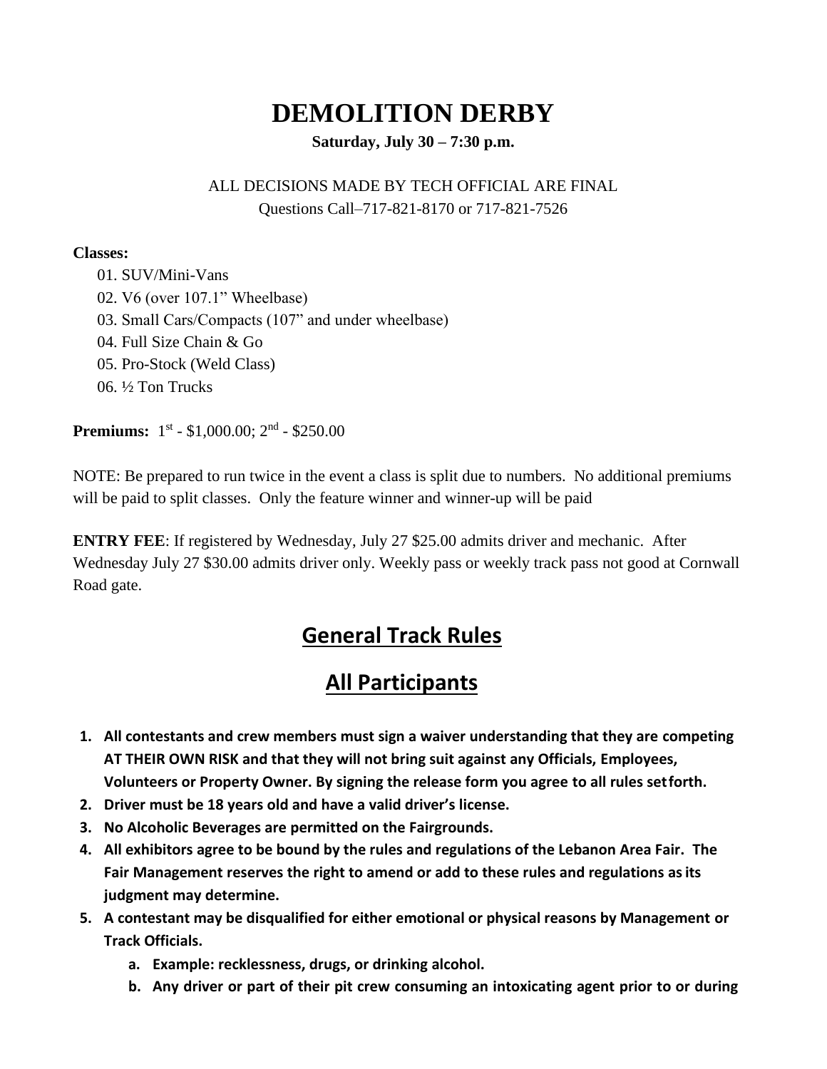# DEMOLITION DERBY

**Saturday, July 30 – 7:30 p.m.**

ALL DECISIONS MADE BY TECH OFFICIAL ARE FINAL

Questions Call–717-821-8170 or 717-821-7526

**Classes:**

01. SUV/Mini-Vans
02. V6 (over 107.1" Wheelbase)
03. Small Cars/Compacts (107" and under wheelbase)
04. Full Size Chain & Go
05. Pro-Stock (Weld Class)
06. ½ Ton Trucks

**Premiums:** 1st - $1,000.00; 2nd - $250.00

NOTE: Be prepared to run twice in the event a class is split due to numbers. No additional premiums will be paid to split classes. Only the feature winner and winner-up will be paid

**ENTRY FEE**: If registered by Wednesday, July 27 $25.00 admits driver and mechanic. After Wednesday July 27 $30.00 admits driver only. Weekly pass or weekly track pass not good at Cornwall Road gate.

## General Track Rules

## All Participants

1. **All contestants and crew members must sign a waiver understanding that they are competing AT THEIR OWN RISK and that they will not bring suit against any Officials, Employees, Volunteers or Property Owner. By signing the release form you agree to all rules set forth.**
2. **Driver must be 18 years old and have a valid driver's license.**
3. **No Alcoholic Beverages are permitted on the Fairgrounds.**
4. **All exhibitors agree to be bound by the rules and regulations of the Lebanon Area Fair. The Fair Management reserves the right to amend or add to these rules and regulations as its judgment may determine.**
5. **A contestant may be disqualified for either emotional or physical reasons by Management or Track Officials.**
   a. **Example: recklessness, drugs, or drinking alcohol.**
   b. **Any driver or part of their pit crew consuming an intoxicating agent prior to or during**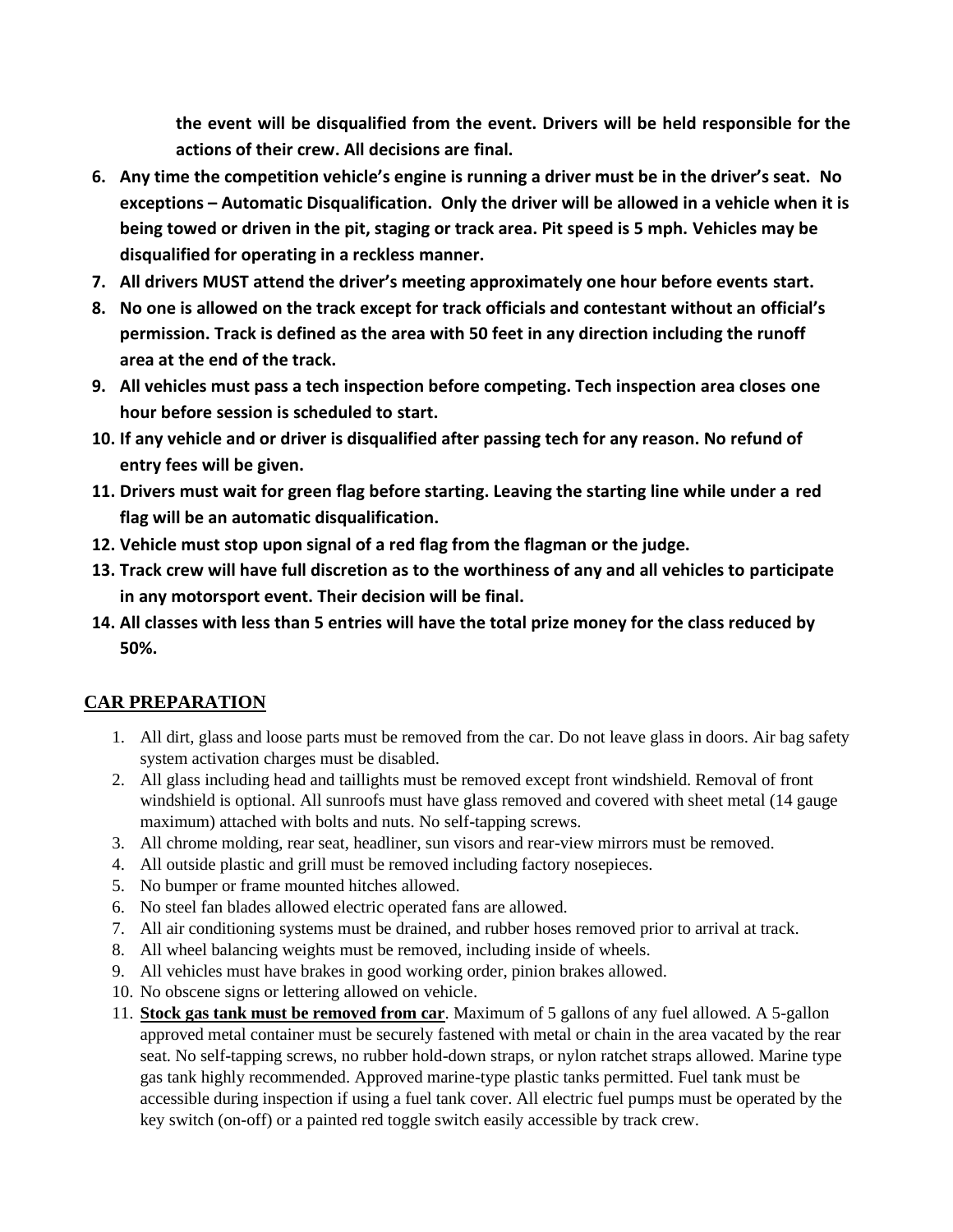**the event will be disqualified from the event. Drivers will be held responsible for the actions of their crew. All decisions are final.**

6. **Any time the competition vehicle's engine is running a driver must be in the driver's seat. No exceptions – Automatic Disqualification. Only the driver will be allowed in a vehicle when it is being towed or driven in the pit, staging or track area. Pit speed is 5 mph. Vehicles may be disqualified for operating in a reckless manner.**
7. **All drivers MUST attend the driver's meeting approximately one hour before events start.**
8. **No one is allowed on the track except for track officials and contestant without an official's permission. Track is defined as the area with 50 feet in any direction including the runoff area at the end of the track.**
9. **All vehicles must pass a tech inspection before competing. Tech inspection area closes one hour before session is scheduled to start.**
10. **If any vehicle and or driver is disqualified after passing tech for any reason. No refund of entry fees will be given.**
11. **Drivers must wait for green flag before starting. Leaving the starting line while under a red flag will be an automatic disqualification.**
12. **Vehicle must stop upon signal of a red flag from the flagman or the judge.**
13. **Track crew will have full discretion as to the worthiness of any and all vehicles to participate in any motorsport event. Their decision will be final.**
14. **All classes with less than 5 entries will have the total prize money for the class reduced by 50%.**

## CAR PREPARATION

1. All dirt, glass and loose parts must be removed from the car. Do not leave glass in doors. Air bag safety system activation charges must be disabled.
2. All glass including head and taillights must be removed except front windshield. Removal of front windshield is optional. All sunroofs must have glass removed and covered with sheet metal (14 gauge maximum) attached with bolts and nuts. No self-tapping screws.
3. All chrome molding, rear seat, headliner, sun visors and rear-view mirrors must be removed.
4. All outside plastic and grill must be removed including factory nosepieces.
5. No bumper or frame mounted hitches allowed.
6. No steel fan blades allowed electric operated fans are allowed.
7. All air conditioning systems must be drained, and rubber hoses removed prior to arrival at track.
8. All wheel balancing weights must be removed, including inside of wheels.
9. All vehicles must have brakes in good working order, pinion brakes allowed.
10. No obscene signs or lettering allowed on vehicle.
11. **Stock gas tank must be removed from car**. Maximum of 5 gallons of any fuel allowed. A 5-gallon approved metal container must be securely fastened with metal or chain in the area vacated by the rear seat. No self-tapping screws, no rubber hold-down straps, or nylon ratchet straps allowed. Marine type gas tank highly recommended. Approved marine-type plastic tanks permitted. Fuel tank must be accessible during inspection if using a fuel tank cover. All electric fuel pumps must be operated by the key switch (on-off) or a painted red toggle switch easily accessible by track crew.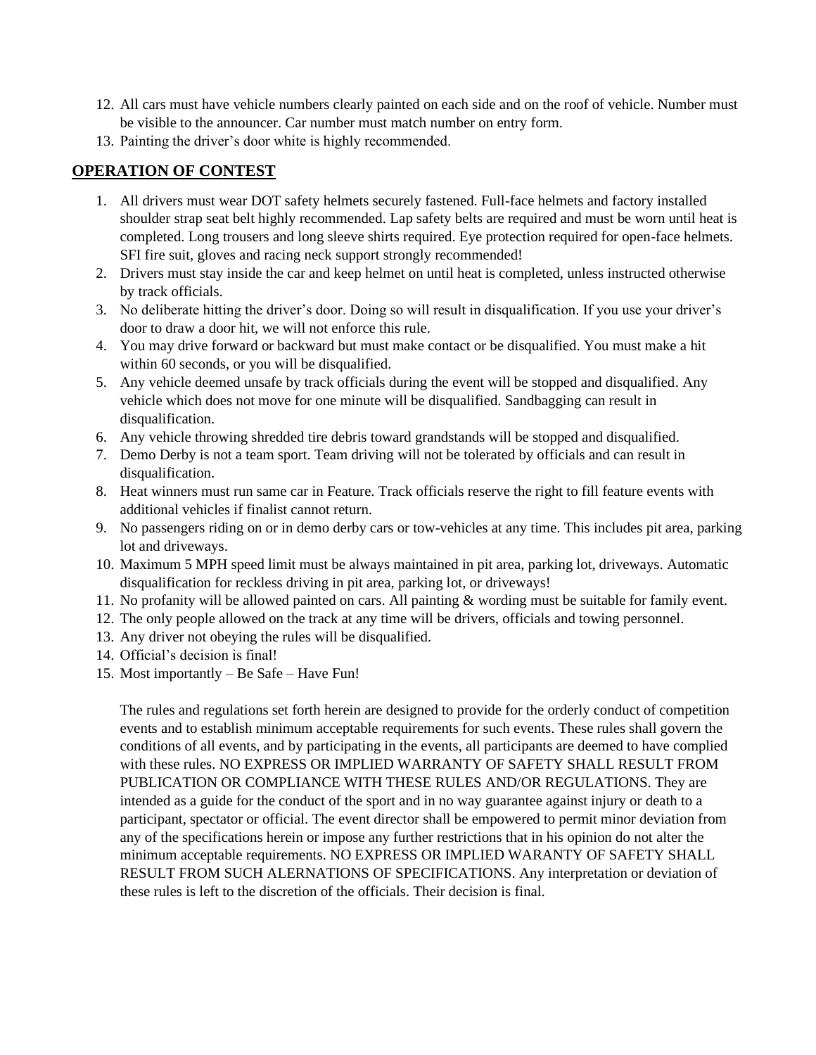12. All cars must have vehicle numbers clearly painted on each side and on the roof of vehicle. Number must be visible to the announcer. Car number must match number on entry form.
13. Painting the driver's door white is highly recommended.

## OPERATION OF CONTEST

1. All drivers must wear DOT safety helmets securely fastened. Full-face helmets and factory installed shoulder strap seat belt highly recommended. Lap safety belts are required and must be worn until heat is completed. Long trousers and long sleeve shirts required. Eye protection required for open-face helmets. SFI fire suit, gloves and racing neck support strongly recommended!
2. Drivers must stay inside the car and keep helmet on until heat is completed, unless instructed otherwise by track officials.
3. No deliberate hitting the driver's door. Doing so will result in disqualification. If you use your driver's door to draw a door hit, we will not enforce this rule.
4. You may drive forward or backward but must make contact or be disqualified. You must make a hit within 60 seconds, or you will be disqualified.
5. Any vehicle deemed unsafe by track officials during the event will be stopped and disqualified. Any vehicle which does not move for one minute will be disqualified. Sandbagging can result in disqualification.
6. Any vehicle throwing shredded tire debris toward grandstands will be stopped and disqualified.
7. Demo Derby is not a team sport. Team driving will not be tolerated by officials and can result in disqualification.
8. Heat winners must run same car in Feature. Track officials reserve the right to fill feature events with additional vehicles if finalist cannot return.
9. No passengers riding on or in demo derby cars or tow-vehicles at any time. This includes pit area, parking lot and driveways.
10. Maximum 5 MPH speed limit must be always maintained in pit area, parking lot, driveways. Automatic disqualification for reckless driving in pit area, parking lot, or driveways!
11. No profanity will be allowed painted on cars. All painting & wording must be suitable for family event.
12. The only people allowed on the track at any time will be drivers, officials and towing personnel.
13. Any driver not obeying the rules will be disqualified.
14. Official's decision is final!
15. Most importantly – Be Safe – Have Fun!

The rules and regulations set forth herein are designed to provide for the orderly conduct of competition events and to establish minimum acceptable requirements for such events. These rules shall govern the conditions of all events, and by participating in the events, all participants are deemed to have complied with these rules. NO EXPRESS OR IMPLIED WARRANTY OF SAFETY SHALL RESULT FROM PUBLICATION OR COMPLIANCE WITH THESE RULES AND/OR REGULATIONS. They are intended as a guide for the conduct of the sport and in no way guarantee against injury or death to a participant, spectator or official. The event director shall be empowered to permit minor deviation from any of the specifications herein or impose any further restrictions that in his opinion do not alter the minimum acceptable requirements. NO EXPRESS OR IMPLIED WARANTY OF SAFETY SHALL RESULT FROM SUCH ALERNATIONS OF SPECIFICATIONS. Any interpretation or deviation of these rules is left to the discretion of the officials. Their decision is final.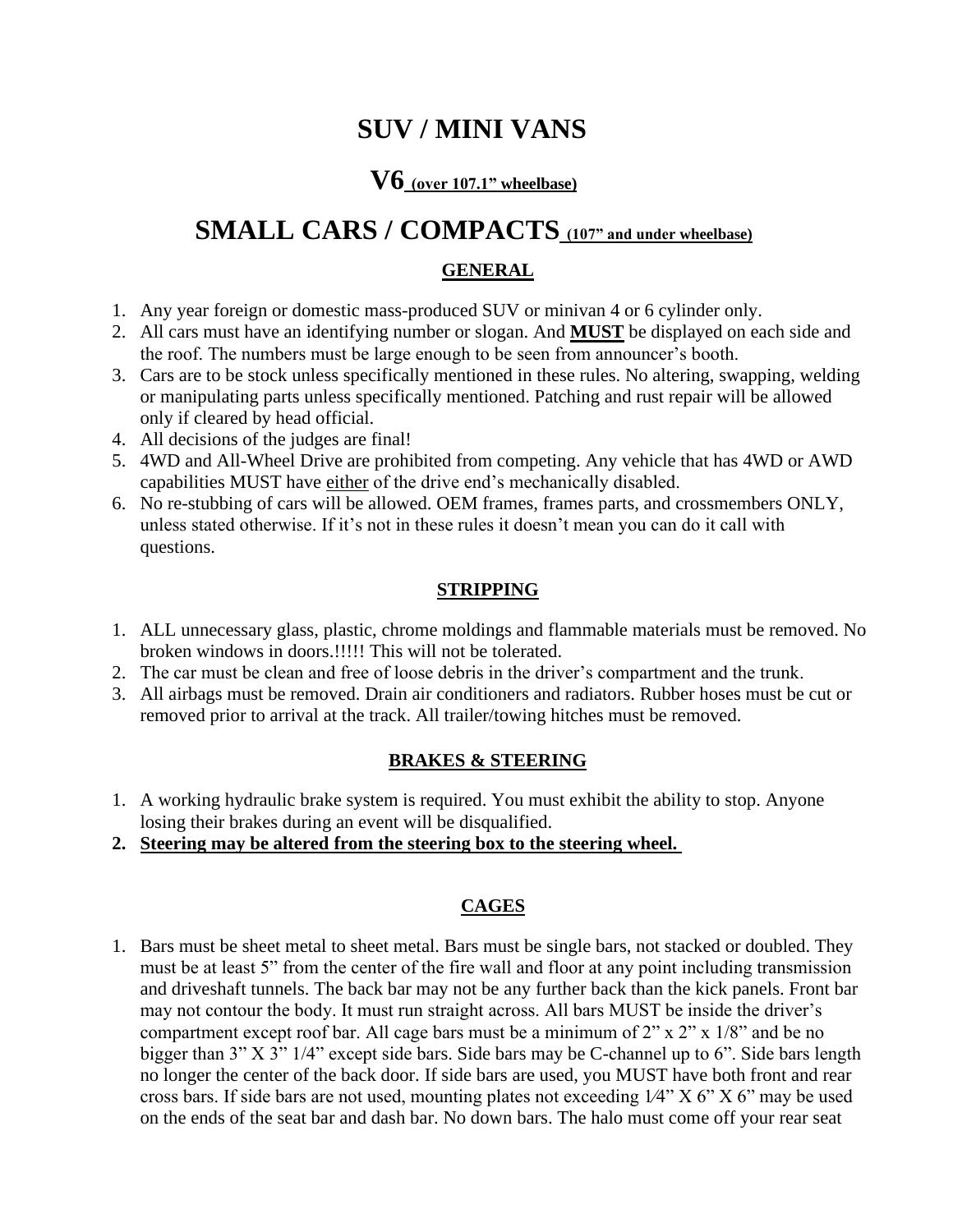# SUV / MINI VANS

# V6 <u>**(over 107.1" wheelbase)**</u>

# SMALL CARS / COMPACTS <u>**(107" and under wheelbase)**</u>

## <u>GENERAL</u>

1. Any year foreign or domestic mass-produced SUV or minivan 4 or 6 cylinder only.
2. All cars must have an identifying number or slogan. And <u>**MUST**</u> be displayed on each side and the roof. The numbers must be large enough to be seen from announcer's booth.
3. Cars are to be stock unless specifically mentioned in these rules. No altering, swapping, welding or manipulating parts unless specifically mentioned. Patching and rust repair will be allowed only if cleared by head official.
4. All decisions of the judges are final!
5. 4WD and All-Wheel Drive are prohibited from competing. Any vehicle that has 4WD or AWD capabilities MUST have <u>either</u> of the drive end's mechanically disabled.
6. No re-stubbing of cars will be allowed. OEM frames, frames parts, and crossmembers ONLY, unless stated otherwise. If it's not in these rules it doesn't mean you can do it call with questions.

## <u>STRIPPING</u>

1. ALL unnecessary glass, plastic, chrome moldings and flammable materials must be removed. No broken windows in doors.!!!!! This will not be tolerated.
2. The car must be clean and free of loose debris in the driver's compartment and the trunk.
3. All airbags must be removed. Drain air conditioners and radiators. Rubber hoses must be cut or removed prior to arrival at the track. All trailer/towing hitches must be removed.

## <u>BRAKES & STEERING</u>

1. A working hydraulic brake system is required. You must exhibit the ability to stop. Anyone losing their brakes during an event will be disqualified.
2. <u>**Steering may be altered from the steering box to the steering wheel.**</u>

## <u>CAGES</u>

1. Bars must be sheet metal to sheet metal. Bars must be single bars, not stacked or doubled. They must be at least 5" from the center of the fire wall and floor at any point including transmission and driveshaft tunnels. The back bar may not be any further back than the kick panels. Front bar may not contour the body. It must run straight across. All bars MUST be inside the driver's compartment except roof bar. All cage bars must be a minimum of 2" x 2" x 1/8" and be no bigger than 3" X 3" 1/4" except side bars. Side bars may be C-channel up to 6". Side bars length no longer the center of the back door. If side bars are used, you MUST have both front and rear cross bars. If side bars are not used, mounting plates not exceeding 1⁄4" X 6" X 6" may be used on the ends of the seat bar and dash bar. No down bars. The halo must come off your rear seat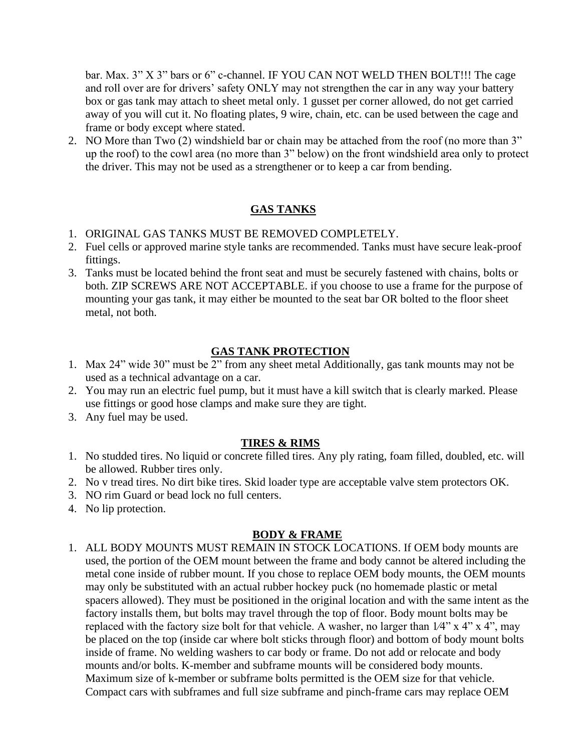bar. Max. 3" X 3" bars or 6" c-channel. IF YOU CAN NOT WELD THEN BOLT!!! The cage and roll over are for drivers' safety ONLY may not strengthen the car in any way your battery box or gas tank may attach to sheet metal only. 1 gusset per corner allowed, do not get carried away of you will cut it. No floating plates, 9 wire, chain, etc. can be used between the cage and frame or body except where stated.

2. NO More than Two (2) windshield bar or chain may be attached from the roof (no more than 3" up the roof) to the cowl area (no more than 3" below) on the front windshield area only to protect the driver. This may not be used as a strengthener or to keep a car from bending.

## GAS TANKS

1. ORIGINAL GAS TANKS MUST BE REMOVED COMPLETELY.
2. Fuel cells or approved marine style tanks are recommended. Tanks must have secure leak-proof fittings.
3. Tanks must be located behind the front seat and must be securely fastened with chains, bolts or both. ZIP SCREWS ARE NOT ACCEPTABLE. if you choose to use a frame for the purpose of mounting your gas tank, it may either be mounted to the seat bar OR bolted to the floor sheet metal, not both.

## GAS TANK PROTECTION

1. Max 24" wide 30" must be 2" from any sheet metal Additionally, gas tank mounts may not be used as a technical advantage on a car.
2. You may run an electric fuel pump, but it must have a kill switch that is clearly marked. Please use fittings or good hose clamps and make sure they are tight.
3. Any fuel may be used.

## TIRES & RIMS

1. No studded tires. No liquid or concrete filled tires. Any ply rating, foam filled, doubled, etc. will be allowed. Rubber tires only.
2. No v tread tires. No dirt bike tires. Skid loader type are acceptable valve stem protectors OK.
3. NO rim Guard or bead lock no full centers.
4. No lip protection.

## BODY & FRAME

1. ALL BODY MOUNTS MUST REMAIN IN STOCK LOCATIONS. If OEM body mounts are used, the portion of the OEM mount between the frame and body cannot be altered including the metal cone inside of rubber mount. If you chose to replace OEM body mounts, the OEM mounts may only be substituted with an actual rubber hockey puck (no homemade plastic or metal spacers allowed). They must be positioned in the original location and with the same intent as the factory installs them, but bolts may travel through the top of floor. Body mount bolts may be replaced with the factory size bolt for that vehicle. A washer, no larger than 1⁄4" x 4" x 4", may be placed on the top (inside car where bolt sticks through floor) and bottom of body mount bolts inside of frame. No welding washers to car body or frame. Do not add or relocate and body mounts and/or bolts. K-member and subframe mounts will be considered body mounts. Maximum size of k-member or subframe bolts permitted is the OEM size for that vehicle. Compact cars with subframes and full size subframe and pinch-frame cars may replace OEM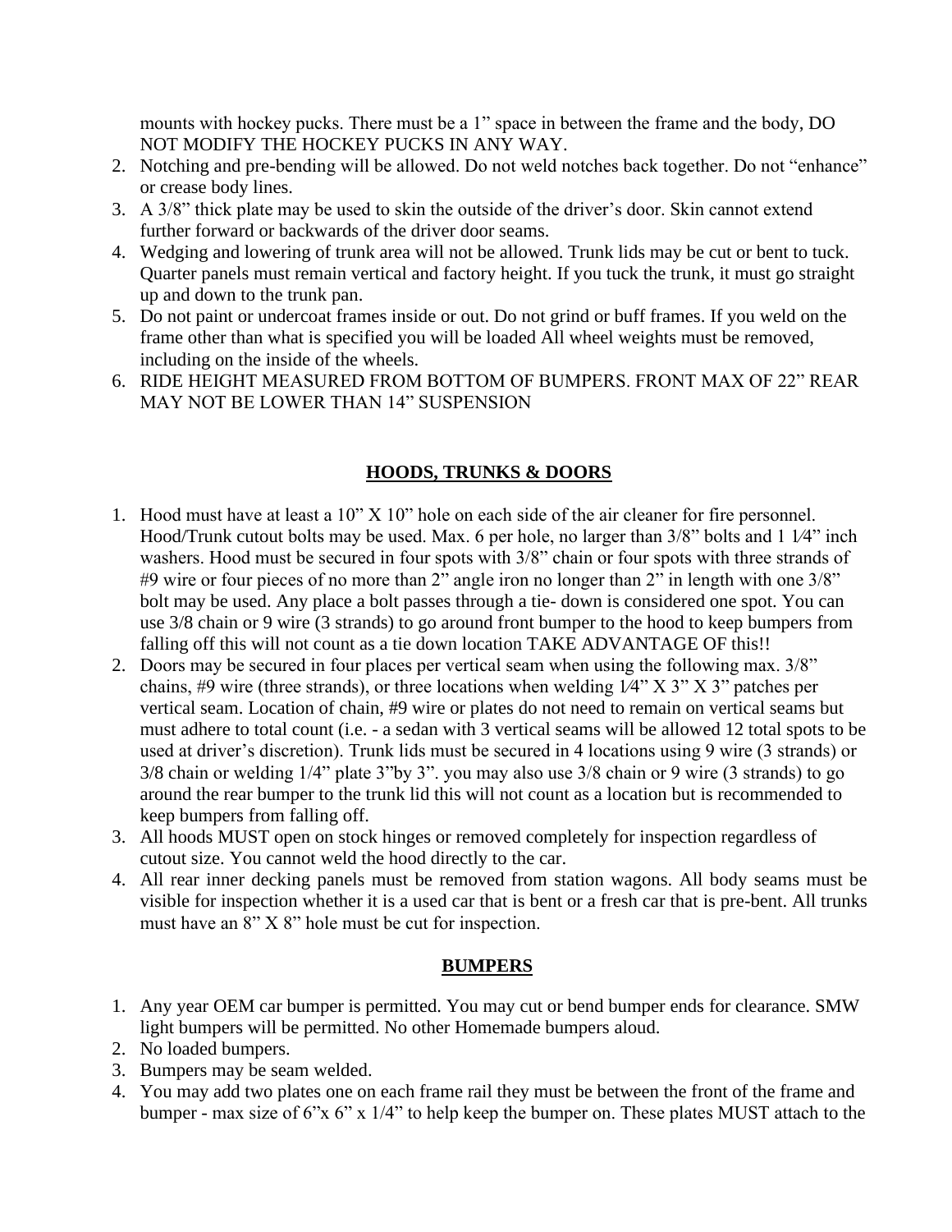mounts with hockey pucks. There must be a 1" space in between the frame and the body, DO NOT MODIFY THE HOCKEY PUCKS IN ANY WAY.

2. Notching and pre-bending will be allowed. Do not weld notches back together. Do not "enhance" or crease body lines.
3. A 3/8" thick plate may be used to skin the outside of the driver's door. Skin cannot extend further forward or backwards of the driver door seams.
4. Wedging and lowering of trunk area will not be allowed. Trunk lids may be cut or bent to tuck. Quarter panels must remain vertical and factory height. If you tuck the trunk, it must go straight up and down to the trunk pan.
5. Do not paint or undercoat frames inside or out. Do not grind or buff frames. If you weld on the frame other than what is specified you will be loaded All wheel weights must be removed, including on the inside of the wheels.
6. RIDE HEIGHT MEASURED FROM BOTTOM OF BUMPERS. FRONT MAX OF 22" REAR MAY NOT BE LOWER THAN 14" SUSPENSION

## HOODS, TRUNKS & DOORS

1. Hood must have at least a 10" X 10" hole on each side of the air cleaner for fire personnel. Hood/Trunk cutout bolts may be used. Max. 6 per hole, no larger than 3/8" bolts and 1 1⁄4" inch washers. Hood must be secured in four spots with 3/8" chain or four spots with three strands of #9 wire or four pieces of no more than 2" angle iron no longer than 2" in length with one 3/8" bolt may be used. Any place a bolt passes through a tie- down is considered one spot. You can use 3/8 chain or 9 wire (3 strands) to go around front bumper to the hood to keep bumpers from falling off this will not count as a tie down location TAKE ADVANTAGE OF this!!
2. Doors may be secured in four places per vertical seam when using the following max. 3/8" chains, #9 wire (three strands), or three locations when welding 1⁄4" X 3" X 3" patches per vertical seam. Location of chain, #9 wire or plates do not need to remain on vertical seams but must adhere to total count (i.e. - a sedan with 3 vertical seams will be allowed 12 total spots to be used at driver's discretion). Trunk lids must be secured in 4 locations using 9 wire (3 strands) or 3/8 chain or welding 1/4" plate 3"by 3". you may also use 3/8 chain or 9 wire (3 strands) to go around the rear bumper to the trunk lid this will not count as a location but is recommended to keep bumpers from falling off.
3. All hoods MUST open on stock hinges or removed completely for inspection regardless of cutout size. You cannot weld the hood directly to the car.
4. All rear inner decking panels must be removed from station wagons. All body seams must be visible for inspection whether it is a used car that is bent or a fresh car that is pre-bent. All trunks must have an 8" X 8" hole must be cut for inspection.

## BUMPERS

1. Any year OEM car bumper is permitted. You may cut or bend bumper ends for clearance. SMW light bumpers will be permitted. No other Homemade bumpers aloud.
2. No loaded bumpers.
3. Bumpers may be seam welded.
4. You may add two plates one on each frame rail they must be between the front of the frame and bumper - max size of 6"x 6" x 1/4" to help keep the bumper on. These plates MUST attach to the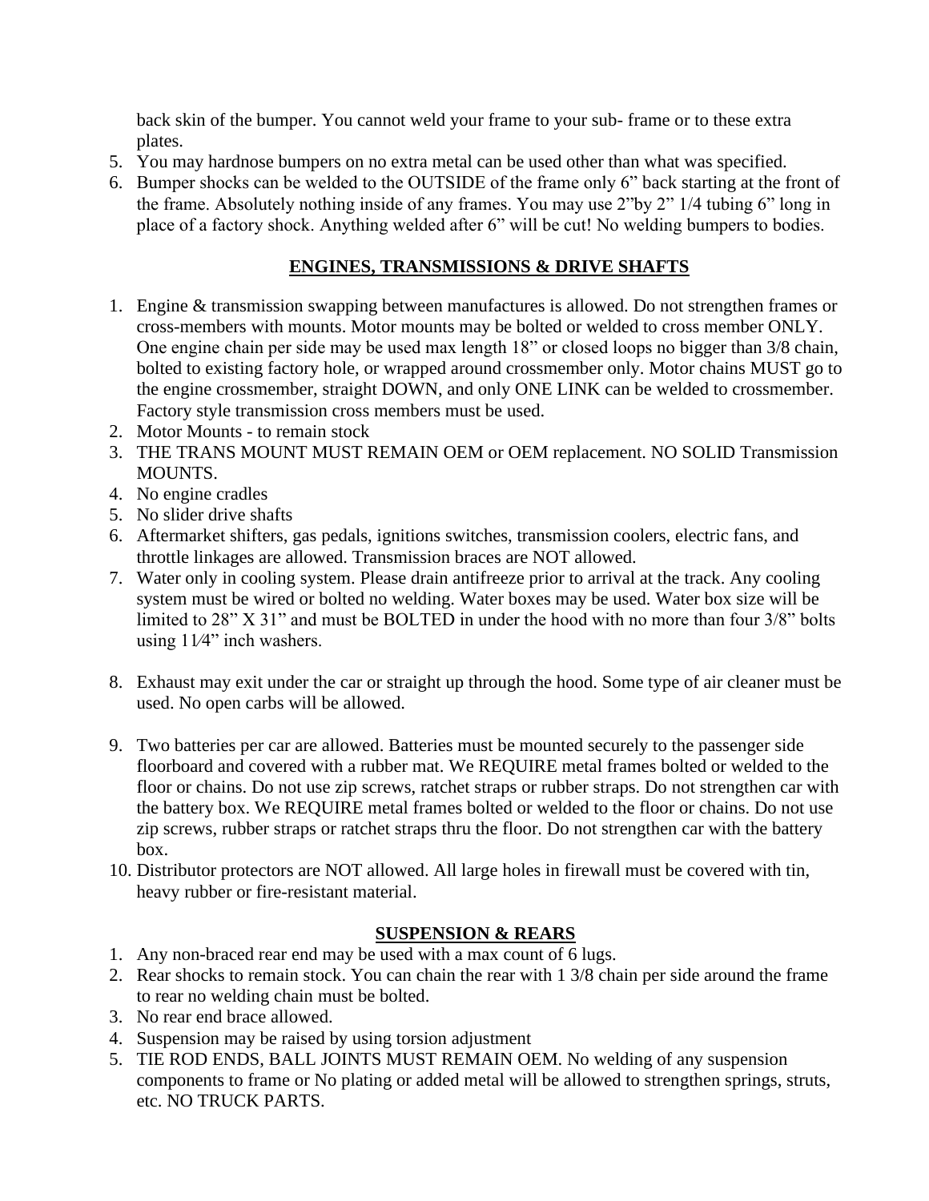back skin of the bumper. You cannot weld your frame to your sub- frame or to these extra plates.

5. You may hardnose bumpers on no extra metal can be used other than what was specified.
6. Bumper shocks can be welded to the OUTSIDE of the frame only 6" back starting at the front of the frame. Absolutely nothing inside of any frames. You may use 2"by 2" 1/4 tubing 6" long in place of a factory shock. Anything welded after 6" will be cut! No welding bumpers to bodies.

## ENGINES, TRANSMISSIONS & DRIVE SHAFTS

1. Engine & transmission swapping between manufactures is allowed. Do not strengthen frames or cross-members with mounts. Motor mounts may be bolted or welded to cross member ONLY. One engine chain per side may be used max length 18" or closed loops no bigger than 3/8 chain, bolted to existing factory hole, or wrapped around crossmember only. Motor chains MUST go to the engine crossmember, straight DOWN, and only ONE LINK can be welded to crossmember. Factory style transmission cross members must be used.
2. Motor Mounts - to remain stock
3. THE TRANS MOUNT MUST REMAIN OEM or OEM replacement. NO SOLID Transmission MOUNTS.
4. No engine cradles
5. No slider drive shafts
6. Aftermarket shifters, gas pedals, ignitions switches, transmission coolers, electric fans, and throttle linkages are allowed. Transmission braces are NOT allowed.
7. Water only in cooling system. Please drain antifreeze prior to arrival at the track. Any cooling system must be wired or bolted no welding. Water boxes may be used. Water box size will be limited to 28" X 31" and must be BOLTED in under the hood with no more than four 3/8" bolts using 11⁄4" inch washers.
8. Exhaust may exit under the car or straight up through the hood. Some type of air cleaner must be used. No open carbs will be allowed.
9. Two batteries per car are allowed. Batteries must be mounted securely to the passenger side floorboard and covered with a rubber mat. We REQUIRE metal frames bolted or welded to the floor or chains. Do not use zip screws, ratchet straps or rubber straps. Do not strengthen car with the battery box. We REQUIRE metal frames bolted or welded to the floor or chains. Do not use zip screws, rubber straps or ratchet straps thru the floor. Do not strengthen car with the battery box.
10. Distributor protectors are NOT allowed. All large holes in firewall must be covered with tin, heavy rubber or fire-resistant material.

## SUSPENSION & REARS

1. Any non-braced rear end may be used with a max count of 6 lugs.
2. Rear shocks to remain stock. You can chain the rear with 1 3/8 chain per side around the frame to rear no welding chain must be bolted.
3. No rear end brace allowed.
4. Suspension may be raised by using torsion adjustment
5. TIE ROD ENDS, BALL JOINTS MUST REMAIN OEM. No welding of any suspension components to frame or No plating or added metal will be allowed to strengthen springs, struts, etc. NO TRUCK PARTS.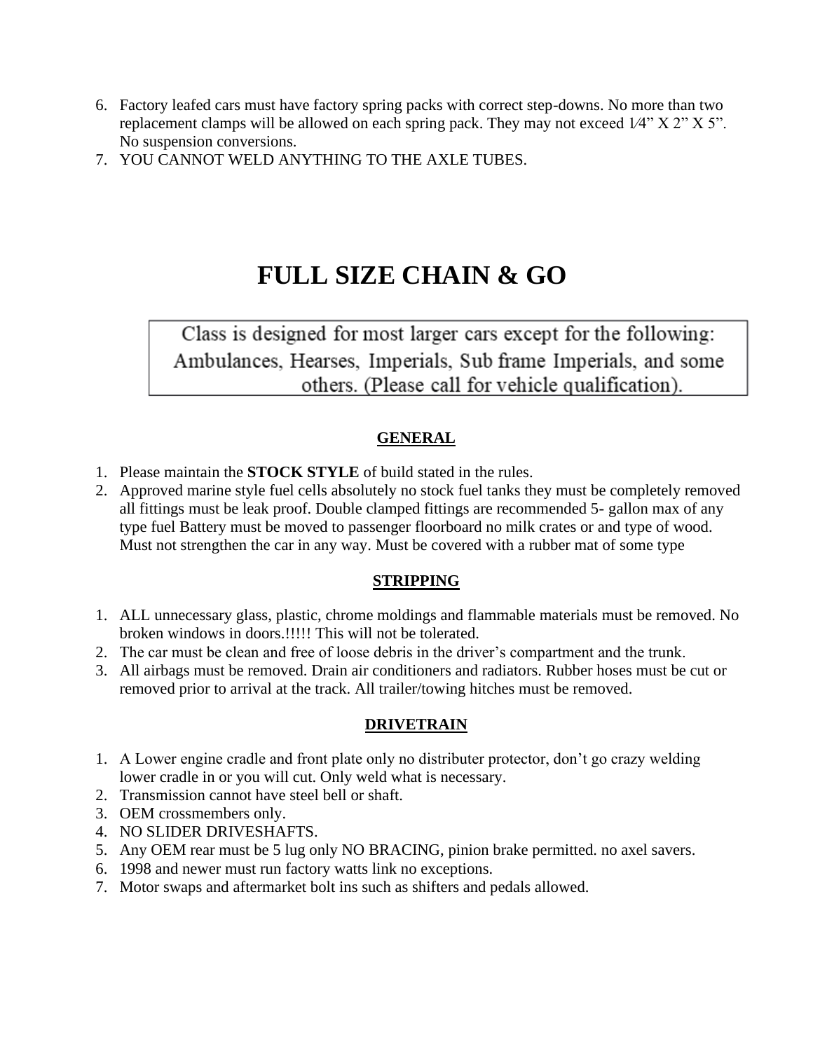6. Factory leafed cars must have factory spring packs with correct step-downs. No more than two replacement clamps will be allowed on each spring pack. They may not exceed 1⁄4” X 2” X 5”. No suspension conversions.
7. YOU CANNOT WELD ANYTHING TO THE AXLE TUBES.

# FULL SIZE CHAIN & GO

Class is designed for most larger cars except for the following: Ambulances, Hearses, Imperials, Sub frame Imperials, and some others. (Please call for vehicle qualification).

## GENERAL

1. Please maintain the **STOCK STYLE** of build stated in the rules.
2. Approved marine style fuel cells absolutely no stock fuel tanks they must be completely removed all fittings must be leak proof. Double clamped fittings are recommended 5- gallon max of any type fuel Battery must be moved to passenger floorboard no milk crates or and type of wood. Must not strengthen the car in any way. Must be covered with a rubber mat of some type

## STRIPPING

1. ALL unnecessary glass, plastic, chrome moldings and flammable materials must be removed. No broken windows in doors.!!!!! This will not be tolerated.
2. The car must be clean and free of loose debris in the driver’s compartment and the trunk.
3. All airbags must be removed. Drain air conditioners and radiators. Rubber hoses must be cut or removed prior to arrival at the track. All trailer/towing hitches must be removed.

## DRIVETRAIN

1. A Lower engine cradle and front plate only no distributer protector, don’t go crazy welding lower cradle in or you will cut. Only weld what is necessary.
2. Transmission cannot have steel bell or shaft.
3. OEM crossmembers only.
4. NO SLIDER DRIVESHAFTS.
5. Any OEM rear must be 5 lug only NO BRACING, pinion brake permitted. no axel savers.
6. 1998 and newer must run factory watts link no exceptions.
7. Motor swaps and aftermarket bolt ins such as shifters and pedals allowed.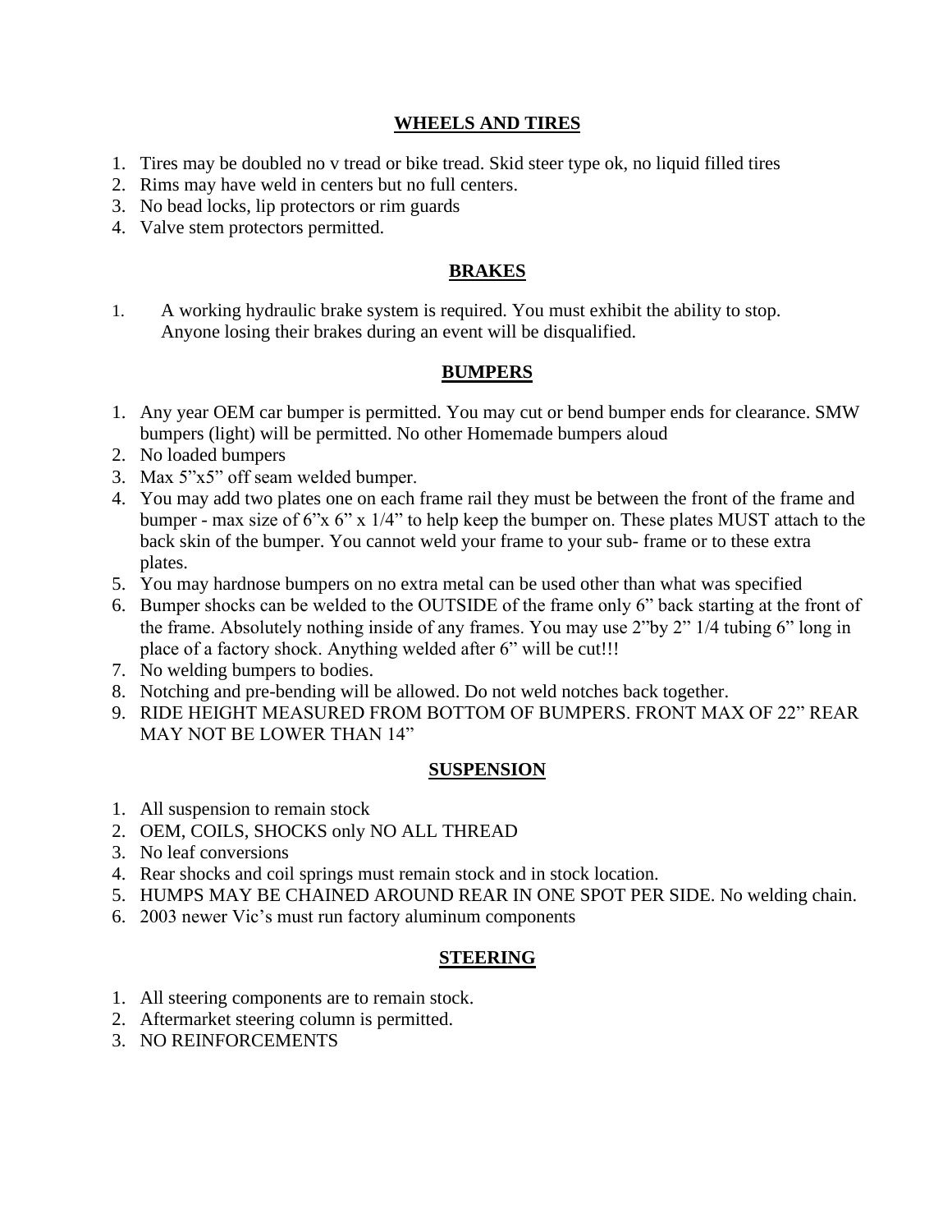## **WHEELS AND TIRES**

1. Tires may be doubled no v tread or bike tread. Skid steer type ok, no liquid filled tires
2. Rims may have weld in centers but no full centers.
3. No bead locks, lip protectors or rim guards
4. Valve stem protectors permitted.

## **BRAKES**

1. A working hydraulic brake system is required. You must exhibit the ability to stop. Anyone losing their brakes during an event will be disqualified.

## **BUMPERS**

1. Any year OEM car bumper is permitted. You may cut or bend bumper ends for clearance. SMW bumpers (light) will be permitted. No other Homemade bumpers aloud
2. No loaded bumpers
3. Max 5"x5" off seam welded bumper.
4. You may add two plates one on each frame rail they must be between the front of the frame and bumper - max size of 6"x 6" x 1/4" to help keep the bumper on. These plates MUST attach to the back skin of the bumper. You cannot weld your frame to your sub- frame or to these extra plates.
5. You may hardnose bumpers on no extra metal can be used other than what was specified
6. Bumper shocks can be welded to the OUTSIDE of the frame only 6" back starting at the front of the frame. Absolutely nothing inside of any frames. You may use 2"by 2" 1/4 tubing 6" long in place of a factory shock. Anything welded after 6" will be cut!!!
7. No welding bumpers to bodies.
8. Notching and pre-bending will be allowed. Do not weld notches back together.
9. RIDE HEIGHT MEASURED FROM BOTTOM OF BUMPERS. FRONT MAX OF 22" REAR MAY NOT BE LOWER THAN 14"

## **SUSPENSION**

1. All suspension to remain stock
2. OEM, COILS, SHOCKS only NO ALL THREAD
3. No leaf conversions
4. Rear shocks and coil springs must remain stock and in stock location.
5. HUMPS MAY BE CHAINED AROUND REAR IN ONE SPOT PER SIDE. No welding chain.
6. 2003 newer Vic's must run factory aluminum components

## **STEERING**

1. All steering components are to remain stock.
2. Aftermarket steering column is permitted.
3. NO REINFORCEMENTS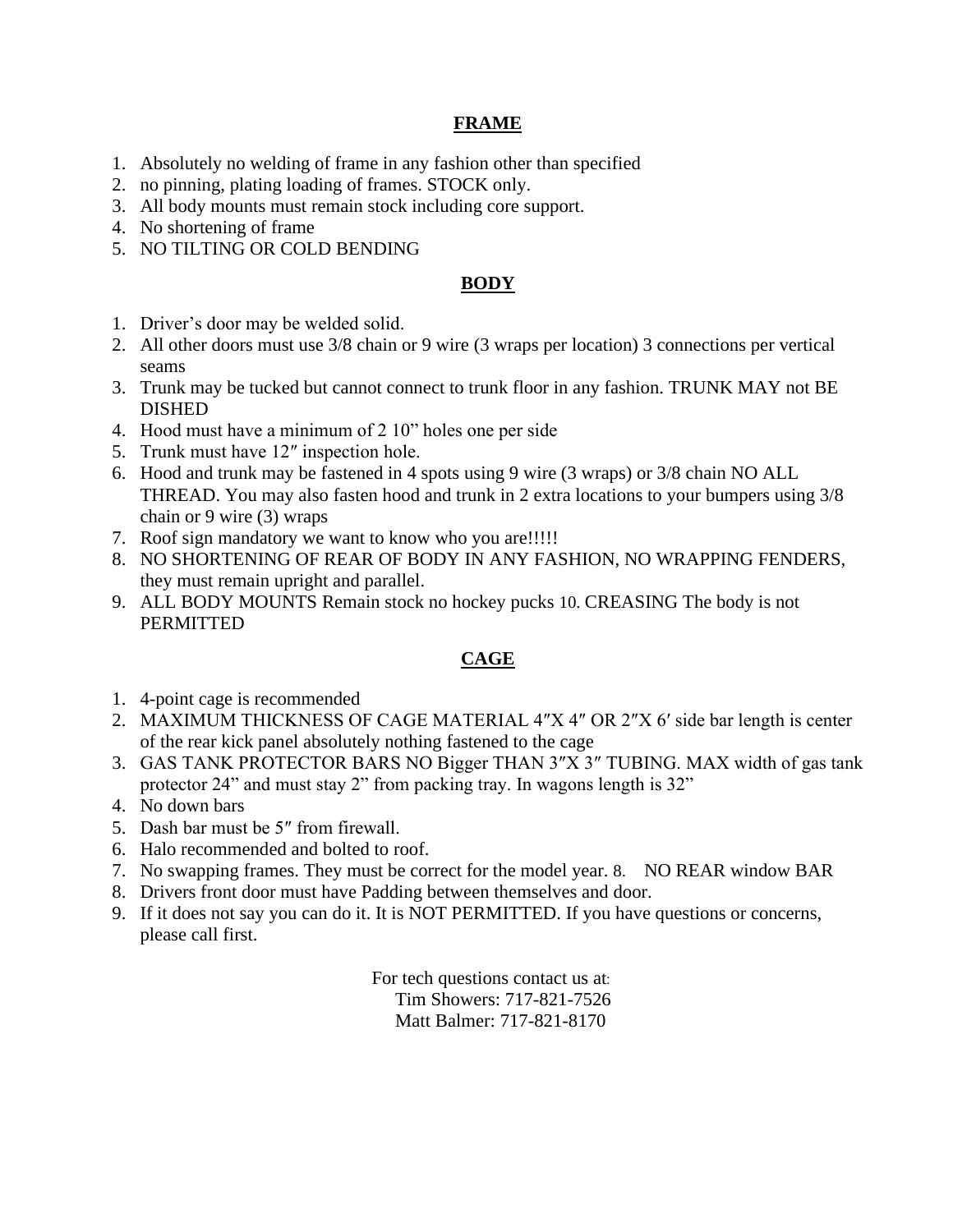## FRAME

1. Absolutely no welding of frame in any fashion other than specified
2. no pinning, plating loading of frames. STOCK only.
3. All body mounts must remain stock including core support.
4. No shortening of frame
5. NO TILTING OR COLD BENDING

## BODY

1. Driver's door may be welded solid.
2. All other doors must use 3/8 chain or 9 wire (3 wraps per location) 3 connections per vertical seams
3. Trunk may be tucked but cannot connect to trunk floor in any fashion. TRUNK MAY not BE DISHED
4. Hood must have a minimum of 2 10" holes one per side
5. Trunk must have 12″ inspection hole.
6. Hood and trunk may be fastened in 4 spots using 9 wire (3 wraps) or 3/8 chain NO ALL THREAD. You may also fasten hood and trunk in 2 extra locations to your bumpers using 3/8 chain or 9 wire (3) wraps
7. Roof sign mandatory we want to know who you are!!!!!
8. NO SHORTENING OF REAR OF BODY IN ANY FASHION, NO WRAPPING FENDERS, they must remain upright and parallel.
9. ALL BODY MOUNTS Remain stock no hockey pucks 10. CREASING The body is not PERMITTED

## CAGE

1. 4-point cage is recommended
2. MAXIMUM THICKNESS OF CAGE MATERIAL 4″X 4″ OR 2″X 6′ side bar length is center of the rear kick panel absolutely nothing fastened to the cage
3. GAS TANK PROTECTOR BARS NO Bigger THAN 3″X 3″ TUBING. MAX width of gas tank protector 24" and must stay 2" from packing tray. In wagons length is 32"
4. No down bars
5. Dash bar must be 5″ from firewall.
6. Halo recommended and bolted to roof.
7. No swapping frames. They must be correct for the model year. 8. NO REAR window BAR
8. Drivers front door must have Padding between themselves and door.
9. If it does not say you can do it. It is NOT PERMITTED. If you have questions or concerns, please call first.

For tech questions contact us at:
Tim Showers: 717-821-7526
Matt Balmer: 717-821-8170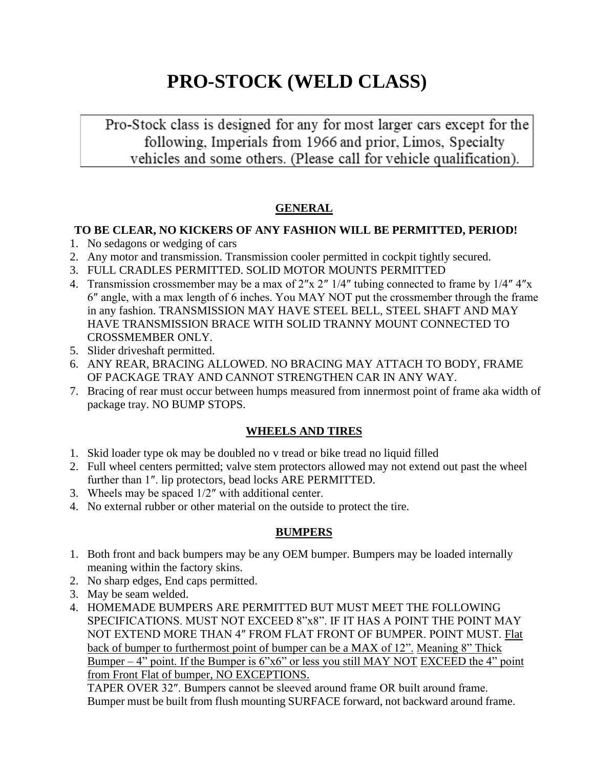# PRO-STOCK (WELD CLASS)

Pro-Stock class is designed for any for most larger cars except for the following, Imperials from 1966 and prior, Limos, Specialty vehicles and some others. (Please call for vehicle qualification).

## GENERAL

**TO BE CLEAR, NO KICKERS OF ANY FASHION WILL BE PERMITTED, PERIOD!**

1. No sedagons or wedging of cars
2. Any motor and transmission. Transmission cooler permitted in cockpit tightly secured.
3. FULL CRADLES PERMITTED. SOLID MOTOR MOUNTS PERMITTED
4. Transmission crossmember may be a max of 2″x 2″ 1/4″ tubing connected to frame by 1/4″ 4″x 6″ angle, with a max length of 6 inches. You MAY NOT put the crossmember through the frame in any fashion. TRANSMISSION MAY HAVE STEEL BELL, STEEL SHAFT AND MAY HAVE TRANSMISSION BRACE WITH SOLID TRANNY MOUNT CONNECTED TO CROSSMEMBER ONLY.
5. Slider driveshaft permitted.
6. ANY REAR, BRACING ALLOWED. NO BRACING MAY ATTACH TO BODY, FRAME OF PACKAGE TRAY AND CANNOT STRENGTHEN CAR IN ANY WAY.
7. Bracing of rear must occur between humps measured from innermost point of frame aka width of package tray. NO BUMP STOPS.

## WHEELS AND TIRES

1. Skid loader type ok may be doubled no v tread or bike tread no liquid filled
2. Full wheel centers permitted; valve stem protectors allowed may not extend out past the wheel further than 1″. lip protectors, bead locks ARE PERMITTED.
3. Wheels may be spaced 1/2″ with additional center.
4. No external rubber or other material on the outside to protect the tire.

## BUMPERS

1. Both front and back bumpers may be any OEM bumper. Bumpers may be loaded internally meaning within the factory skins.
2. No sharp edges, End caps permitted.
3. May be seam welded.
4. HOMEMADE BUMPERS ARE PERMITTED BUT MUST MEET THE FOLLOWING SPECIFICATIONS. MUST NOT EXCEED 8"x8". IF IT HAS A POINT THE POINT MAY NOT EXTEND MORE THAN 4″ FROM FLAT FRONT OF BUMPER. POINT MUST. <u>Flat back of bumper to furthermost point of bumper can be a MAX of 12".</u> <u>Meaning 8" Thick Bumper – 4" point. If the Bumper is 6"x6" or less you still MAY NOT</u> <u>EXCEED the 4" point from Front Flat of bumper, NO EXCEPTIONS.</u>
   TAPER OVER 32″. Bumpers cannot be sleeved around frame OR built around frame. Bumper must be built from flush mounting SURFACE forward, not backward around frame.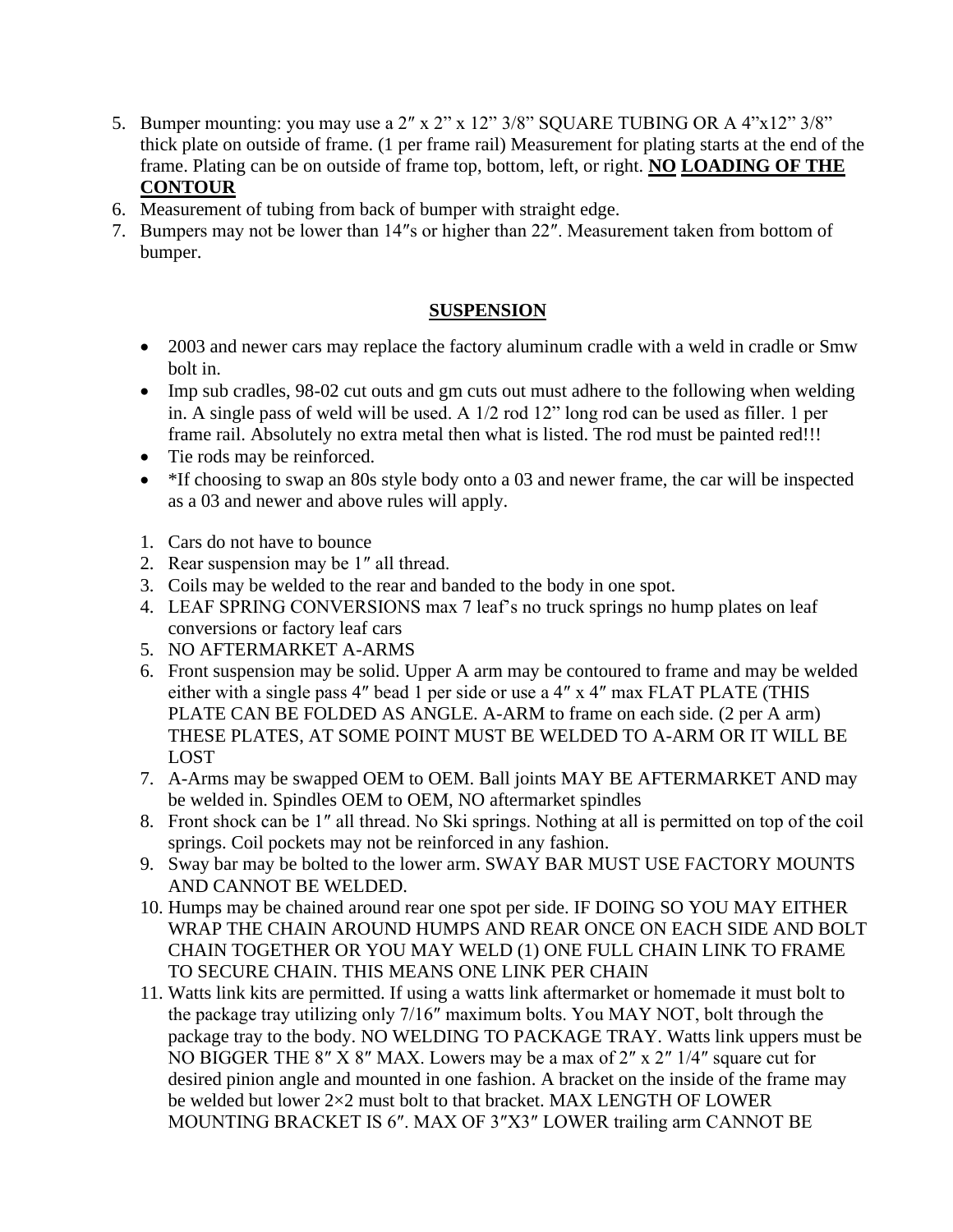5. Bumper mounting: you may use a 2″ x 2" x 12" 3/8" SQUARE TUBING OR A 4"x12" 3/8" thick plate on outside of frame. (1 per frame rail) Measurement for plating starts at the end of the frame. Plating can be on outside of frame top, bottom, left, or right. **NO LOADING OF THE CONTOUR**
6. Measurement of tubing from back of bumper with straight edge.
7. Bumpers may not be lower than 14″s or higher than 22″. Measurement taken from bottom of bumper.

## SUSPENSION

- 2003 and newer cars may replace the factory aluminum cradle with a weld in cradle or Smw bolt in.
- Imp sub cradles, 98-02 cut outs and gm cuts out must adhere to the following when welding in. A single pass of weld will be used. A 1/2 rod 12" long rod can be used as filler. 1 per frame rail. Absolutely no extra metal then what is listed. The rod must be painted red!!!
- Tie rods may be reinforced.
- *If choosing to swap an 80s style body onto a 03 and newer frame, the car will be inspected as a 03 and newer and above rules will apply.

1. Cars do not have to bounce
2. Rear suspension may be 1″ all thread.
3. Coils may be welded to the rear and banded to the body in one spot.
4. LEAF SPRING CONVERSIONS max 7 leaf's no truck springs no hump plates on leaf conversions or factory leaf cars
5. NO AFTERMARKET A-ARMS
6. Front suspension may be solid. Upper A arm may be contoured to frame and may be welded either with a single pass 4″ bead 1 per side or use a 4″ x 4″ max FLAT PLATE (THIS PLATE CAN BE FOLDED AS ANGLE. A-ARM to frame on each side. (2 per A arm) THESE PLATES, AT SOME POINT MUST BE WELDED TO A-ARM OR IT WILL BE LOST
7. A-Arms may be swapped OEM to OEM. Ball joints MAY BE AFTERMARKET AND may be welded in. Spindles OEM to OEM, NO aftermarket spindles
8. Front shock can be 1″ all thread. No Ski springs. Nothing at all is permitted on top of the coil springs. Coil pockets may not be reinforced in any fashion.
9. Sway bar may be bolted to the lower arm. SWAY BAR MUST USE FACTORY MOUNTS AND CANNOT BE WELDED.
10. Humps may be chained around rear one spot per side. IF DOING SO YOU MAY EITHER WRAP THE CHAIN AROUND HUMPS AND REAR ONCE ON EACH SIDE AND BOLT CHAIN TOGETHER OR YOU MAY WELD (1) ONE FULL CHAIN LINK TO FRAME TO SECURE CHAIN. THIS MEANS ONE LINK PER CHAIN
11. Watts link kits are permitted. If using a watts link aftermarket or homemade it must bolt to the package tray utilizing only 7/16″ maximum bolts. You MAY NOT, bolt through the package tray to the body. NO WELDING TO PACKAGE TRAY. Watts link uppers must be NO BIGGER THE 8″ X 8″ MAX. Lowers may be a max of 2″ x 2″ 1/4″ square cut for desired pinion angle and mounted in one fashion. A bracket on the inside of the frame may be welded but lower 2×2 must bolt to that bracket. MAX LENGTH OF LOWER MOUNTING BRACKET IS 6″. MAX OF 3″X3″ LOWER trailing arm CANNOT BE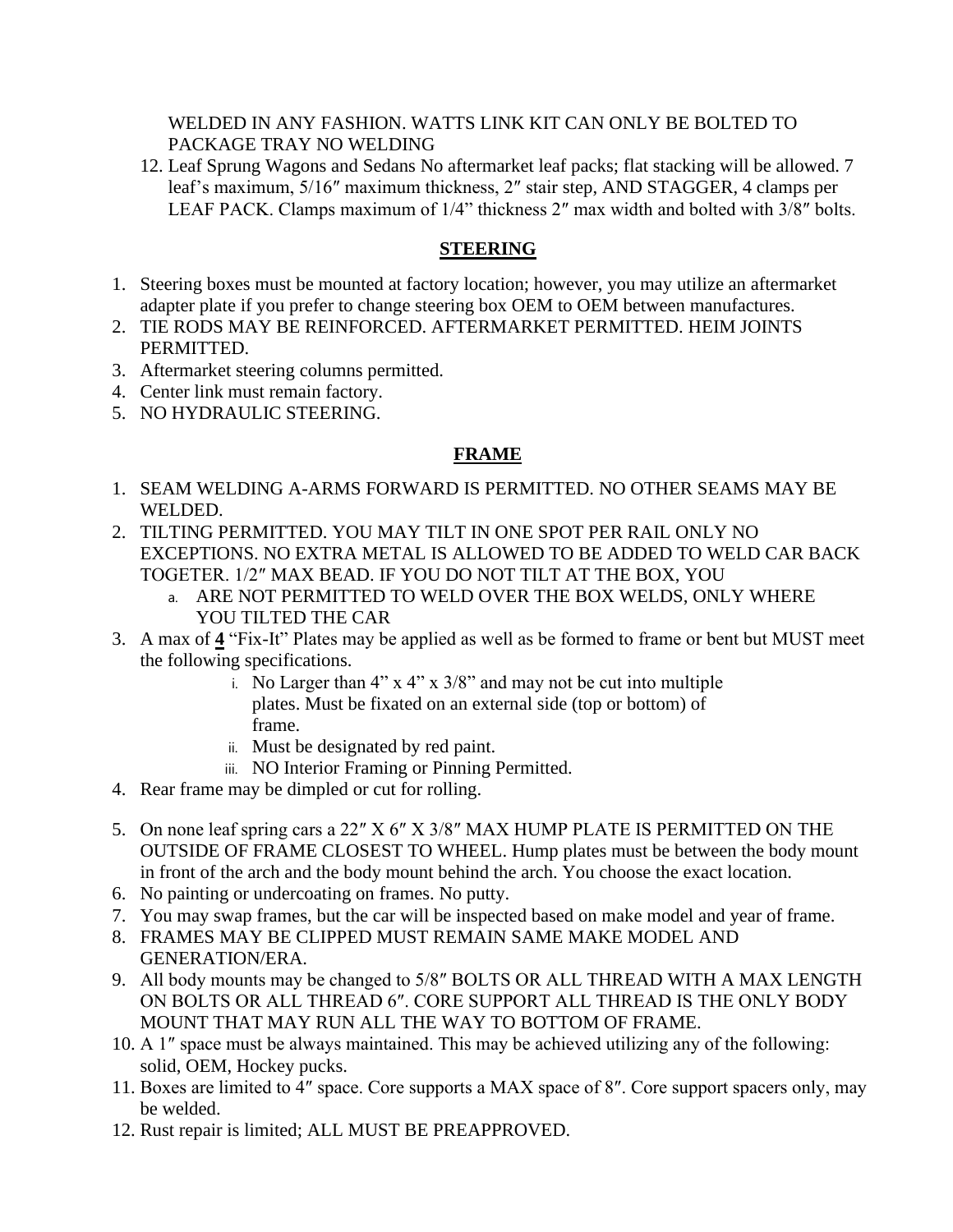WELDED IN ANY FASHION. WATTS LINK KIT CAN ONLY BE BOLTED TO PACKAGE TRAY NO WELDING

12. Leaf Sprung Wagons and Sedans No aftermarket leaf packs; flat stacking will be allowed. 7 leaf's maximum, 5/16″ maximum thickness, 2″ stair step, AND STAGGER, 4 clamps per LEAF PACK. Clamps maximum of 1/4" thickness 2″ max width and bolted with 3/8″ bolts.

## STEERING

1. Steering boxes must be mounted at factory location; however, you may utilize an aftermarket adapter plate if you prefer to change steering box OEM to OEM between manufactures.
2. TIE RODS MAY BE REINFORCED. AFTERMARKET PERMITTED. HEIM JOINTS PERMITTED.
3. Aftermarket steering columns permitted.
4. Center link must remain factory.
5. NO HYDRAULIC STEERING.

## FRAME

1. SEAM WELDING A-ARMS FORWARD IS PERMITTED. NO OTHER SEAMS MAY BE WELDED.
2. TILTING PERMITTED. YOU MAY TILT IN ONE SPOT PER RAIL ONLY NO EXCEPTIONS. NO EXTRA METAL IS ALLOWED TO BE ADDED TO WELD CAR BACK TOGETER. 1/2″ MAX BEAD. IF YOU DO NOT TILT AT THE BOX, YOU
   a. ARE NOT PERMITTED TO WELD OVER THE BOX WELDS, ONLY WHERE YOU TILTED THE CAR
3. A max of **4** "Fix-It" Plates may be applied as well as be formed to frame or bent but MUST meet the following specifications.
   i. No Larger than 4" x 4" x 3/8" and may not be cut into multiple plates. Must be fixated on an external side (top or bottom) of frame.
   ii. Must be designated by red paint.
   iii. NO Interior Framing or Pinning Permitted.
4. Rear frame may be dimpled or cut for rolling.
5. On none leaf spring cars a 22″ X 6″ X 3/8″ MAX HUMP PLATE IS PERMITTED ON THE OUTSIDE OF FRAME CLOSEST TO WHEEL. Hump plates must be between the body mount in front of the arch and the body mount behind the arch. You choose the exact location.
6. No painting or undercoating on frames. No putty.
7. You may swap frames, but the car will be inspected based on make model and year of frame.
8. FRAMES MAY BE CLIPPED MUST REMAIN SAME MAKE MODEL AND GENERATION/ERA.
9. All body mounts may be changed to 5/8″ BOLTS OR ALL THREAD WITH A MAX LENGTH ON BOLTS OR ALL THREAD 6″. CORE SUPPORT ALL THREAD IS THE ONLY BODY MOUNT THAT MAY RUN ALL THE WAY TO BOTTOM OF FRAME.
10. A 1″ space must be always maintained. This may be achieved utilizing any of the following: solid, OEM, Hockey pucks.
11. Boxes are limited to 4″ space. Core supports a MAX space of 8″. Core support spacers only, may be welded.
12. Rust repair is limited; ALL MUST BE PREAPPROVED.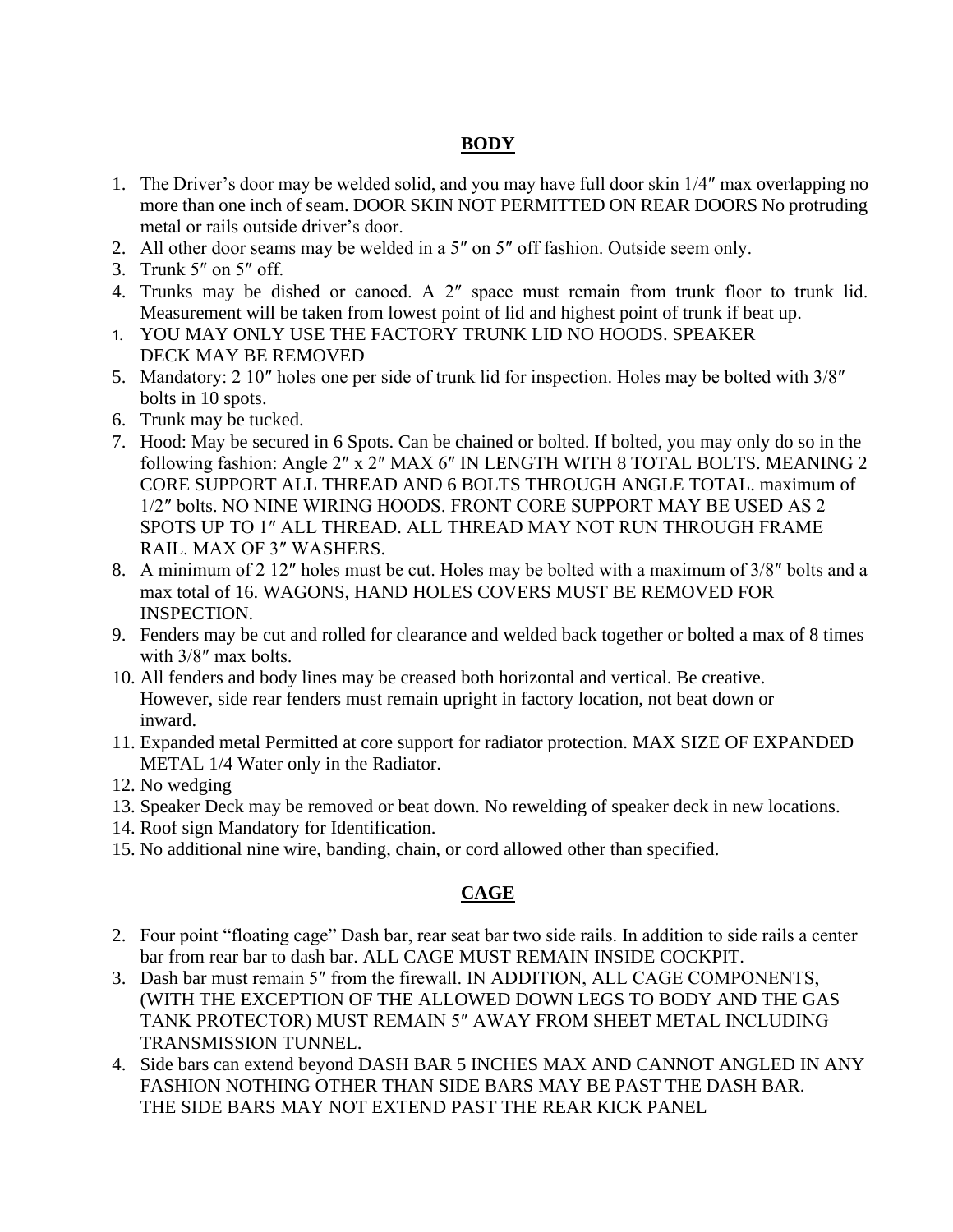## BODY

1. The Driver's door may be welded solid, and you may have full door skin 1/4″ max overlapping no more than one inch of seam. DOOR SKIN NOT PERMITTED ON REAR DOORS No protruding metal or rails outside driver's door.
2. All other door seams may be welded in a 5″ on 5″ off fashion. Outside seem only.
3. Trunk 5″ on 5″ off.
4. Trunks may be dished or canoed. A 2″ space must remain from trunk floor to trunk lid. Measurement will be taken from lowest point of lid and highest point of trunk if beat up.

1. YOU MAY ONLY USE THE FACTORY TRUNK LID NO HOODS. SPEAKER DECK MAY BE REMOVED

5. Mandatory: 2 10″ holes one per side of trunk lid for inspection. Holes may be bolted with 3/8″ bolts in 10 spots.
6. Trunk may be tucked.
7. Hood: May be secured in 6 Spots. Can be chained or bolted. If bolted, you may only do so in the following fashion: Angle 2″ x 2″ MAX 6″ IN LENGTH WITH 8 TOTAL BOLTS. MEANING 2 CORE SUPPORT ALL THREAD AND 6 BOLTS THROUGH ANGLE TOTAL. maximum of 1/2″ bolts. NO NINE WIRING HOODS. FRONT CORE SUPPORT MAY BE USED AS 2 SPOTS UP TO 1″ ALL THREAD. ALL THREAD MAY NOT RUN THROUGH FRAME RAIL. MAX OF 3″ WASHERS.
8. A minimum of 2 12″ holes must be cut. Holes may be bolted with a maximum of 3/8″ bolts and a max total of 16. WAGONS, HAND HOLES COVERS MUST BE REMOVED FOR INSPECTION.
9. Fenders may be cut and rolled for clearance and welded back together or bolted a max of 8 times with 3/8″ max bolts.
10. All fenders and body lines may be creased both horizontal and vertical. Be creative. However, side rear fenders must remain upright in factory location, not beat down or inward.
11. Expanded metal Permitted at core support for radiator protection. MAX SIZE OF EXPANDED METAL 1/4 Water only in the Radiator.
12. No wedging
13. Speaker Deck may be removed or beat down. No rewelding of speaker deck in new locations.
14. Roof sign Mandatory for Identification.
15. No additional nine wire, banding, chain, or cord allowed other than specified.

## CAGE

2. Four point "floating cage" Dash bar, rear seat bar two side rails. In addition to side rails a center bar from rear bar to dash bar. ALL CAGE MUST REMAIN INSIDE COCKPIT.
3. Dash bar must remain 5″ from the firewall. IN ADDITION, ALL CAGE COMPONENTS, (WITH THE EXCEPTION OF THE ALLOWED DOWN LEGS TO BODY AND THE GAS TANK PROTECTOR) MUST REMAIN 5″ AWAY FROM SHEET METAL INCLUDING TRANSMISSION TUNNEL.
4. Side bars can extend beyond DASH BAR 5 INCHES MAX AND CANNOT ANGLED IN ANY FASHION NOTHING OTHER THAN SIDE BARS MAY BE PAST THE DASH BAR. THE SIDE BARS MAY NOT EXTEND PAST THE REAR KICK PANEL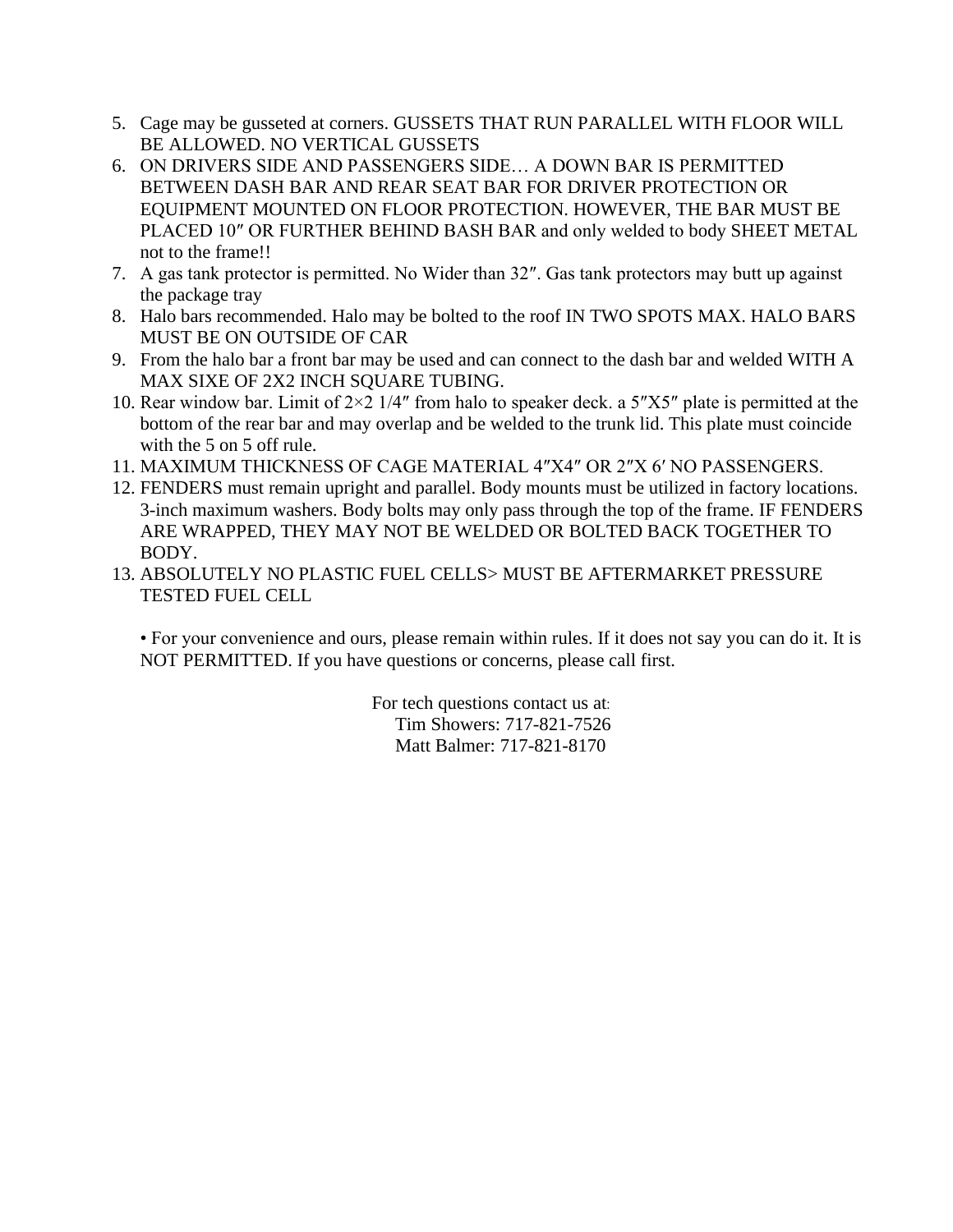5. Cage may be gusseted at corners. GUSSETS THAT RUN PARALLEL WITH FLOOR WILL BE ALLOWED. NO VERTICAL GUSSETS
6. ON DRIVERS SIDE AND PASSENGERS SIDE… A DOWN BAR IS PERMITTED BETWEEN DASH BAR AND REAR SEAT BAR FOR DRIVER PROTECTION OR EQUIPMENT MOUNTED ON FLOOR PROTECTION. HOWEVER, THE BAR MUST BE PLACED 10″ OR FURTHER BEHIND BASH BAR and only welded to body SHEET METAL not to the frame!!
7. A gas tank protector is permitted. No Wider than 32″. Gas tank protectors may butt up against the package tray
8. Halo bars recommended. Halo may be bolted to the roof IN TWO SPOTS MAX. HALO BARS MUST BE ON OUTSIDE OF CAR
9. From the halo bar a front bar may be used and can connect to the dash bar and welded WITH A MAX SIXE OF 2X2 INCH SQUARE TUBING.
10. Rear window bar. Limit of 2×2 1/4″ from halo to speaker deck. a 5″X5″ plate is permitted at the bottom of the rear bar and may overlap and be welded to the trunk lid. This plate must coincide with the 5 on 5 off rule.
11. MAXIMUM THICKNESS OF CAGE MATERIAL 4″X4″ OR 2″X 6′ NO PASSENGERS.
12. FENDERS must remain upright and parallel. Body mounts must be utilized in factory locations. 3-inch maximum washers. Body bolts may only pass through the top of the frame. IF FENDERS ARE WRAPPED, THEY MAY NOT BE WELDED OR BOLTED BACK TOGETHER TO BODY.
13. ABSOLUTELY NO PLASTIC FUEL CELLS> MUST BE AFTERMARKET PRESSURE TESTED FUEL CELL

• For your convenience and ours, please remain within rules. If it does not say you can do it. It is NOT PERMITTED. If you have questions or concerns, please call first.

For tech questions contact us at:
Tim Showers: 717-821-7526
Matt Balmer: 717-821-8170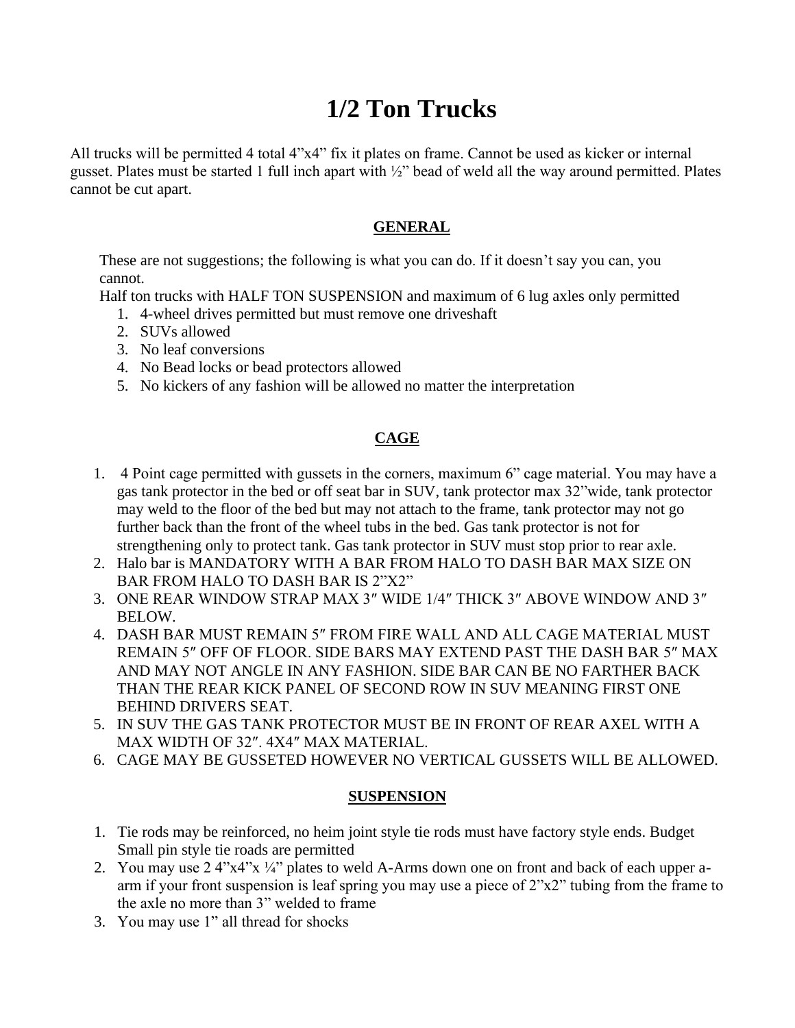# 1/2 Ton Trucks

All trucks will be permitted 4 total 4"x4" fix it plates on frame. Cannot be used as kicker or internal gusset. Plates must be started 1 full inch apart with ½" bead of weld all the way around permitted. Plates cannot be cut apart.

## GENERAL

These are not suggestions; the following is what you can do. If it doesn't say you can, you cannot.

Half ton trucks with HALF TON SUSPENSION and maximum of 6 lug axles only permitted

1. 4-wheel drives permitted but must remove one driveshaft
2. SUVs allowed
3. No leaf conversions
4. No Bead locks or bead protectors allowed
5. No kickers of any fashion will be allowed no matter the interpretation

## CAGE

1. 4 Point cage permitted with gussets in the corners, maximum 6" cage material. You may have a gas tank protector in the bed or off seat bar in SUV, tank protector max 32"wide, tank protector may weld to the floor of the bed but may not attach to the frame, tank protector may not go further back than the front of the wheel tubs in the bed. Gas tank protector is not for strengthening only to protect tank. Gas tank protector in SUV must stop prior to rear axle.
2. Halo bar is MANDATORY WITH A BAR FROM HALO TO DASH BAR MAX SIZE ON BAR FROM HALO TO DASH BAR IS 2"X2"
3. ONE REAR WINDOW STRAP MAX 3″ WIDE 1/4″ THICK 3″ ABOVE WINDOW AND 3″ BELOW.
4. DASH BAR MUST REMAIN 5″ FROM FIRE WALL AND ALL CAGE MATERIAL MUST REMAIN 5″ OFF OF FLOOR. SIDE BARS MAY EXTEND PAST THE DASH BAR 5″ MAX AND MAY NOT ANGLE IN ANY FASHION. SIDE BAR CAN BE NO FARTHER BACK THAN THE REAR KICK PANEL OF SECOND ROW IN SUV MEANING FIRST ONE BEHIND DRIVERS SEAT.
5. IN SUV THE GAS TANK PROTECTOR MUST BE IN FRONT OF REAR AXEL WITH A MAX WIDTH OF 32″. 4X4″ MAX MATERIAL.
6. CAGE MAY BE GUSSETED HOWEVER NO VERTICAL GUSSETS WILL BE ALLOWED.

## SUSPENSION

1. Tie rods may be reinforced, no heim joint style tie rods must have factory style ends. Budget Small pin style tie roads are permitted
2. You may use 2 4"x4"x ¼" plates to weld A-Arms down one on front and back of each upper a-arm if your front suspension is leaf spring you may use a piece of 2"x2" tubing from the frame to the axle no more than 3" welded to frame
3. You may use 1" all thread for shocks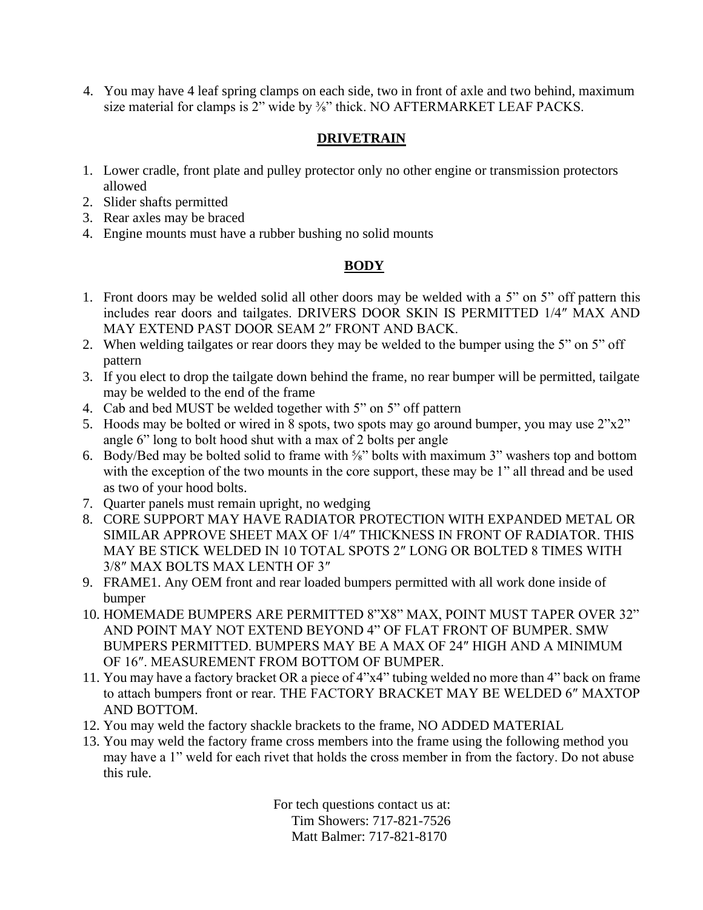4. You may have 4 leaf spring clamps on each side, two in front of axle and two behind, maximum size material for clamps is 2" wide by ⅜" thick. NO AFTERMARKET LEAF PACKS.

## DRIVETRAIN

1. Lower cradle, front plate and pulley protector only no other engine or transmission protectors allowed
2. Slider shafts permitted
3. Rear axles may be braced
4. Engine mounts must have a rubber bushing no solid mounts

## BODY

1. Front doors may be welded solid all other doors may be welded with a 5" on 5" off pattern this includes rear doors and tailgates. DRIVERS DOOR SKIN IS PERMITTED 1/4″ MAX AND MAY EXTEND PAST DOOR SEAM 2″ FRONT AND BACK.
2. When welding tailgates or rear doors they may be welded to the bumper using the 5" on 5" off pattern
3. If you elect to drop the tailgate down behind the frame, no rear bumper will be permitted, tailgate may be welded to the end of the frame
4. Cab and bed MUST be welded together with 5" on 5" off pattern
5. Hoods may be bolted or wired in 8 spots, two spots may go around bumper, you may use 2"x2" angle 6" long to bolt hood shut with a max of 2 bolts per angle
6. Body/Bed may be bolted solid to frame with ⅝" bolts with maximum 3" washers top and bottom with the exception of the two mounts in the core support, these may be 1" all thread and be used as two of your hood bolts.
7. Quarter panels must remain upright, no wedging
8. CORE SUPPORT MAY HAVE RADIATOR PROTECTION WITH EXPANDED METAL OR SIMILAR APPROVE SHEET MAX OF 1/4″ THICKNESS IN FRONT OF RADIATOR. THIS MAY BE STICK WELDED IN 10 TOTAL SPOTS 2″ LONG OR BOLTED 8 TIMES WITH 3/8″ MAX BOLTS MAX LENTH OF 3″
9. FRAME1. Any OEM front and rear loaded bumpers permitted with all work done inside of bumper
10. HOMEMADE BUMPERS ARE PERMITTED 8"X8" MAX, POINT MUST TAPER OVER 32" AND POINT MAY NOT EXTEND BEYOND 4" OF FLAT FRONT OF BUMPER. SMW BUMPERS PERMITTED. BUMPERS MAY BE A MAX OF 24″ HIGH AND A MINIMUM OF 16″. MEASUREMENT FROM BOTTOM OF BUMPER.
11. You may have a factory bracket OR a piece of 4"x4" tubing welded no more than 4" back on frame to attach bumpers front or rear. THE FACTORY BRACKET MAY BE WELDED 6″ MAXTOP AND BOTTOM.
12. You may weld the factory shackle brackets to the frame, NO ADDED MATERIAL
13. You may weld the factory frame cross members into the frame using the following method you may have a 1" weld for each rivet that holds the cross member in from the factory. Do not abuse this rule.

For tech questions contact us at:
Tim Showers: 717-821-7526
Matt Balmer: 717-821-8170